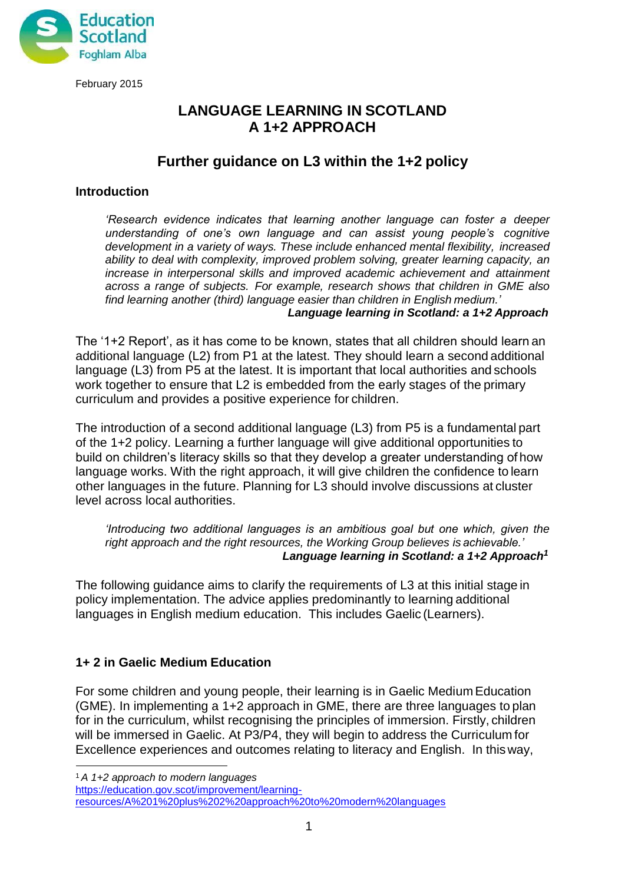Education Scotland
Foghlam Alba

February 2015

# LANGUAGE LEARNING IN SCOTLAND
# A 1+2 APPROACH

## Further guidance on L3 within the 1+2 policy

### Introduction

> *'Research evidence indicates that learning another language can foster a deeper understanding of one's own language and can assist young people's cognitive development in a variety of ways. These include enhanced mental flexibility, increased ability to deal with complexity, improved problem solving, greater learning capacity, an increase in interpersonal skills and improved academic achievement and attainment across a range of subjects. For example, research shows that children in GME also find learning another (third) language easier than children in English medium.'*
>
> ***Language learning in Scotland: a 1+2 Approach***

The '1+2 Report', as it has come to be known, states that all children should learn an additional language (L2) from P1 at the latest. They should learn a second additional language (L3) from P5 at the latest. It is important that local authorities and schools work together to ensure that L2 is embedded from the early stages of the primary curriculum and provides a positive experience for children.

The introduction of a second additional language (L3) from P5 is a fundamental part of the 1+2 policy. Learning a further language will give additional opportunities to build on children's literacy skills so that they develop a greater understanding of how language works. With the right approach, it will give children the confidence to learn other languages in the future. Planning for L3 should involve discussions at cluster level across local authorities.

> *'Introducing two additional languages is an ambitious goal but one which, given the right approach and the right resources, the Working Group believes is achievable.'*
>
> ***Language learning in Scotland: a 1+2 Approach[1]***

The following guidance aims to clarify the requirements of L3 at this initial stage in policy implementation. The advice applies predominantly to learning additional languages in English medium education. This includes Gaelic (Learners).

### 1+ 2 in Gaelic Medium Education

For some children and young people, their learning is in Gaelic Medium Education (GME). In implementing a 1+2 approach in GME, there are three languages to plan for in the curriculum, whilst recognising the principles of immersion. Firstly, children will be immersed in Gaelic. At P3/P4, they will begin to address the Curriculum for Excellence experiences and outcomes relating to literacy and English. In this way,

---

[1] *A 1+2 approach to modern languages*
https://education.gov.scot/improvement/learning-resources/A%201%20plus%202%20approach%20to%20modern%20languages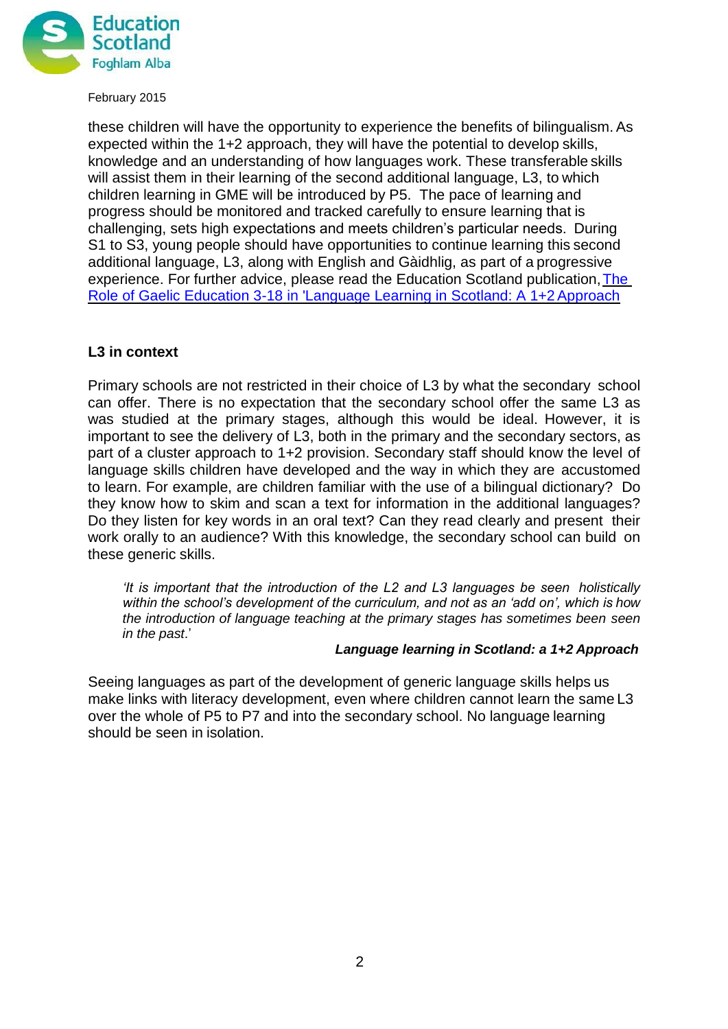these children will have the opportunity to experience the benefits of bilingualism. As expected within the 1+2 approach, they will have the potential to develop skills, knowledge and an understanding of how languages work. These transferable skills will assist them in their learning of the second additional language, L3, to which children learning in GME will be introduced by P5. The pace of learning and progress should be monitored and tracked carefully to ensure learning that is challenging, sets high expectations and meets children's particular needs. During S1 to S3, young people should have opportunities to continue learning this second additional language, L3, along with English and Gàidhlig, as part of a progressive experience. For further advice, please read the Education Scotland publication, The Role of Gaelic Education 3-18 in 'Language Learning in Scotland: A 1+2 Approach

### L3 in context

Primary schools are not restricted in their choice of L3 by what the secondary school can offer. There is no expectation that the secondary school offer the same L3 as was studied at the primary stages, although this would be ideal. However, it is important to see the delivery of L3, both in the primary and the secondary sectors, as part of a cluster approach to 1+2 provision. Secondary staff should know the level of language skills children have developed and the way in which they are accustomed to learn. For example, are children familiar with the use of a bilingual dictionary? Do they know how to skim and scan a text for information in the additional languages? Do they listen for key words in an oral text? Can they read clearly and present their work orally to an audience? With this knowledge, the secondary school can build on these generic skills.

> *'It is important that the introduction of the L2 and L3 languages be seen holistically within the school's development of the curriculum, and not as an 'add on', which is how the introduction of language teaching at the primary stages has sometimes been seen in the past.'*
>
> ***Language learning in Scotland: a 1+2 Approach***

Seeing languages as part of the development of generic language skills helps us make links with literacy development, even where children cannot learn the same L3 over the whole of P5 to P7 and into the secondary school. No language learning should be seen in isolation.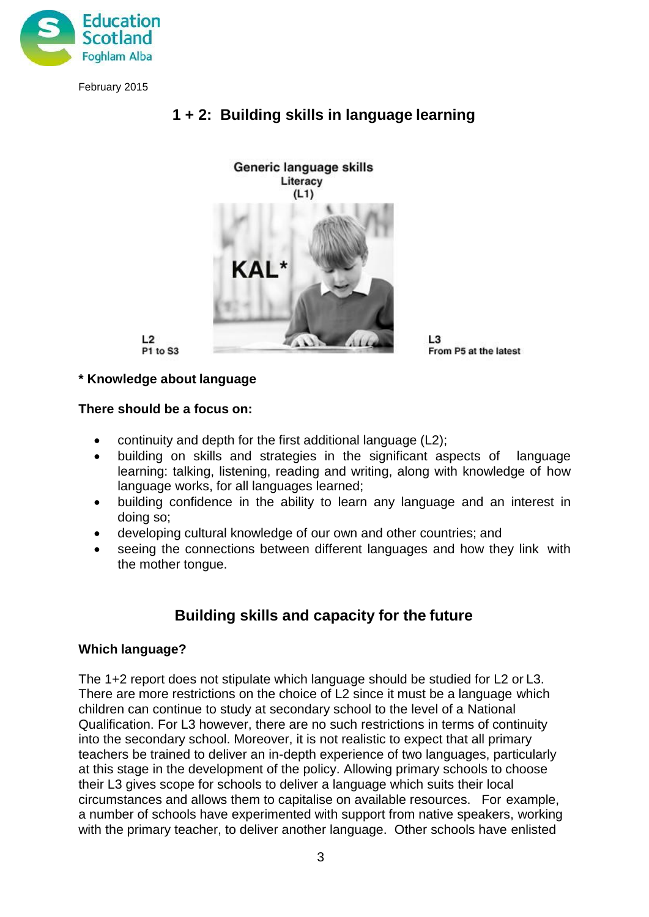February 2015

# 1 + 2: Building skills in language learning

Generic language skills
Literacy
(L1)

KAL*

L2
P1 to S3

L3
From P5 at the latest

**\* Knowledge about language**

**There should be a focus on:**

- continuity and depth for the first additional language (L2);
- building on skills and strategies in the significant aspects of language learning: talking, listening, reading and writing, along with knowledge of how language works, for all languages learned;
- building confidence in the ability to learn any language and an interest in doing so;
- developing cultural knowledge of our own and other countries; and
- seeing the connections between different languages and how they link with the mother tongue.

## Building skills and capacity for the future

**Which language?**

The 1+2 report does not stipulate which language should be studied for L2 or L3. There are more restrictions on the choice of L2 since it must be a language which children can continue to study at secondary school to the level of a National Qualification. For L3 however, there are no such restrictions in terms of continuity into the secondary school. Moreover, it is not realistic to expect that all primary teachers be trained to deliver an in-depth experience of two languages, particularly at this stage in the development of the policy. Allowing primary schools to choose their L3 gives scope for schools to deliver a language which suits their local circumstances and allows them to capitalise on available resources. For example, a number of schools have experimented with support from native speakers, working with the primary teacher, to deliver another language. Other schools have enlisted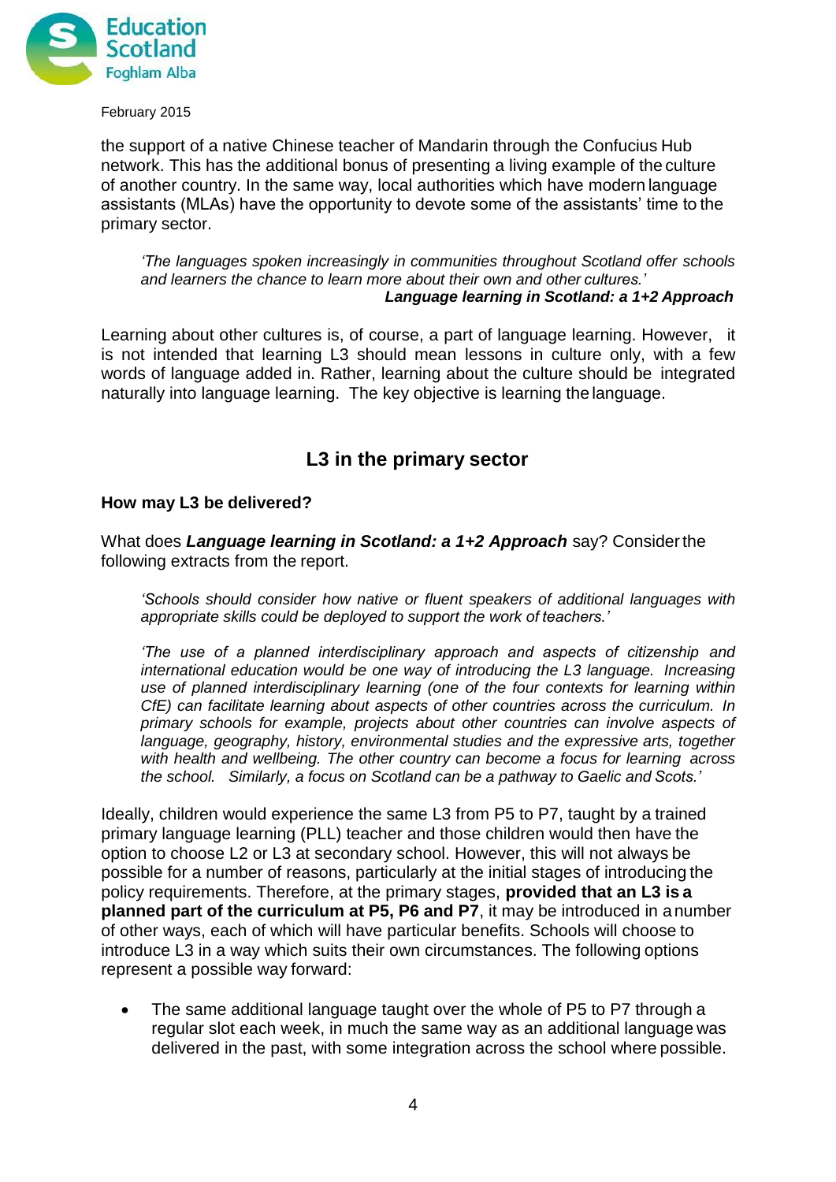the support of a native Chinese teacher of Mandarin through the Confucius Hub network. This has the additional bonus of presenting a living example of the culture of another country. In the same way, local authorities which have modern language assistants (MLAs) have the opportunity to devote some of the assistants' time to the primary sector.

> *'The languages spoken increasingly in communities throughout Scotland offer schools and learners the chance to learn more about their own and other cultures.'*
> ***Language learning in Scotland: a 1+2 Approach***

Learning about other cultures is, of course, a part of language learning. However, it is not intended that learning L3 should mean lessons in culture only, with a few words of language added in. Rather, learning about the culture should be integrated naturally into language learning. The key objective is learning the language.

## L3 in the primary sector

### How may L3 be delivered?

What does ***Language learning in Scotland: a 1+2 Approach*** say? Consider the following extracts from the report.

> *'Schools should consider how native or fluent speakers of additional languages with appropriate skills could be deployed to support the work of teachers.'*
>
> *'The use of a planned interdisciplinary approach and aspects of citizenship and international education would be one way of introducing the L3 language. Increasing use of planned interdisciplinary learning (one of the four contexts for learning within CfE) can facilitate learning about aspects of other countries across the curriculum. In primary schools for example, projects about other countries can involve aspects of language, geography, history, environmental studies and the expressive arts, together with health and wellbeing. The other country can become a focus for learning across the school. Similarly, a focus on Scotland can be a pathway to Gaelic and Scots.'*

Ideally, children would experience the same L3 from P5 to P7, taught by a trained primary language learning (PLL) teacher and those children would then have the option to choose L2 or L3 at secondary school. However, this will not always be possible for a number of reasons, particularly at the initial stages of introducing the policy requirements. Therefore, at the primary stages, **provided that an L3 is a planned part of the curriculum at P5, P6 and P7**, it may be introduced in a number of other ways, each of which will have particular benefits. Schools will choose to introduce L3 in a way which suits their own circumstances. The following options represent a possible way forward:

- The same additional language taught over the whole of P5 to P7 through a regular slot each week, in much the same way as an additional language was delivered in the past, with some integration across the school where possible.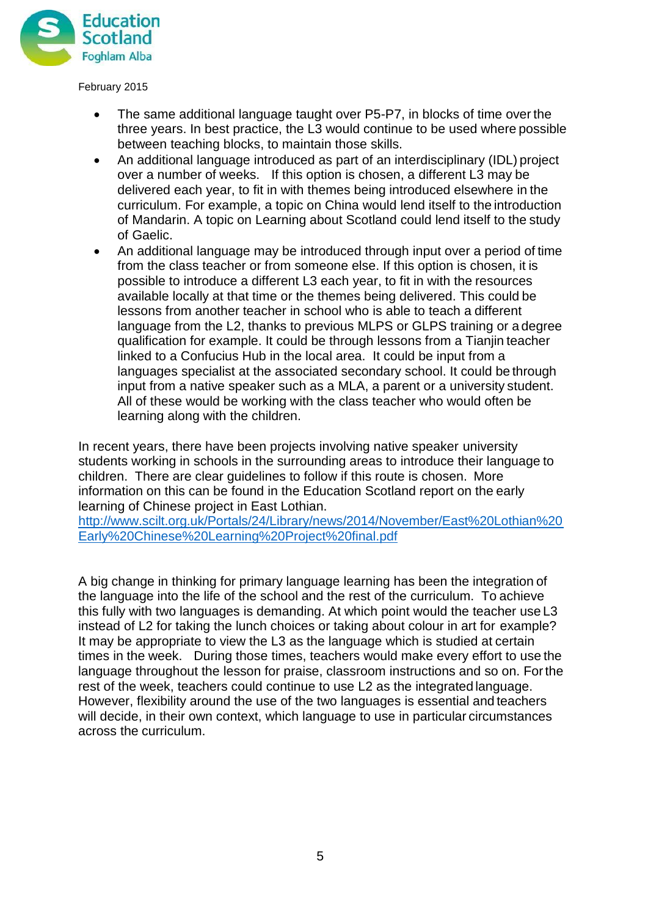February 2015

- The same additional language taught over P5-P7, in blocks of time over the three years. In best practice, the L3 would continue to be used where possible between teaching blocks, to maintain those skills.
- An additional language introduced as part of an interdisciplinary (IDL) project over a number of weeks. If this option is chosen, a different L3 may be delivered each year, to fit in with themes being introduced elsewhere in the curriculum. For example, a topic on China would lend itself to the introduction of Mandarin. A topic on Learning about Scotland could lend itself to the study of Gaelic.
- An additional language may be introduced through input over a period of time from the class teacher or from someone else. If this option is chosen, it is possible to introduce a different L3 each year, to fit in with the resources available locally at that time or the themes being delivered. This could be lessons from another teacher in school who is able to teach a different language from the L2, thanks to previous MLPS or GLPS training or a degree qualification for example. It could be through lessons from a Tianjin teacher linked to a Confucius Hub in the local area. It could be input from a languages specialist at the associated secondary school. It could be through input from a native speaker such as a MLA, a parent or a university student. All of these would be working with the class teacher who would often be learning along with the children.

In recent years, there have been projects involving native speaker university students working in schools in the surrounding areas to introduce their language to children. There are clear guidelines to follow if this route is chosen. More information on this can be found in the Education Scotland report on the early learning of Chinese project in East Lothian.
http://www.scilt.org.uk/Portals/24/Library/news/2014/November/East%20Lothian%20Early%20Chinese%20Learning%20Project%20final.pdf

A big change in thinking for primary language learning has been the integration of the language into the life of the school and the rest of the curriculum. To achieve this fully with two languages is demanding. At which point would the teacher use L3 instead of L2 for taking the lunch choices or taking about colour in art for example? It may be appropriate to view the L3 as the language which is studied at certain times in the week. During those times, teachers would make every effort to use the language throughout the lesson for praise, classroom instructions and so on. For the rest of the week, teachers could continue to use L2 as the integrated language. However, flexibility around the use of the two languages is essential and teachers will decide, in their own context, which language to use in particular circumstances across the curriculum.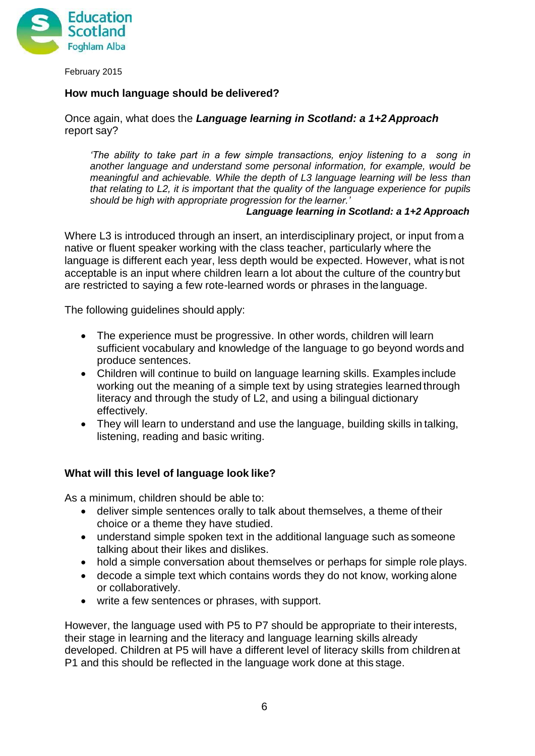February 2015

## How much language should be delivered?

Once again, what does the ***Language learning in Scotland: a 1+2 Approach*** report say?

> *'The ability to take part in a few simple transactions, enjoy listening to a song in another language and understand some personal information, for example, would be meaningful and achievable. While the depth of L3 language learning will be less than that relating to L2, it is important that the quality of the language experience for pupils should be high with appropriate progression for the learner.'*
>
> ***Language learning in Scotland: a 1+2 Approach***

Where L3 is introduced through an insert, an interdisciplinary project, or input from a native or fluent speaker working with the class teacher, particularly where the language is different each year, less depth would be expected. However, what is not acceptable is an input where children learn a lot about the culture of the country but are restricted to saying a few rote-learned words or phrases in the language.

The following guidelines should apply:

- The experience must be progressive. In other words, children will learn sufficient vocabulary and knowledge of the language to go beyond words and produce sentences.
- Children will continue to build on language learning skills. Examples include working out the meaning of a simple text by using strategies learned through literacy and through the study of L2, and using a bilingual dictionary effectively.
- They will learn to understand and use the language, building skills in talking, listening, reading and basic writing.

## What will this level of language look like?

As a minimum, children should be able to:

- deliver simple sentences orally to talk about themselves, a theme of their choice or a theme they have studied.
- understand simple spoken text in the additional language such as someone talking about their likes and dislikes.
- hold a simple conversation about themselves or perhaps for simple role plays.
- decode a simple text which contains words they do not know, working alone or collaboratively.
- write a few sentences or phrases, with support.

However, the language used with P5 to P7 should be appropriate to their interests, their stage in learning and the literacy and language learning skills already developed. Children at P5 will have a different level of literacy skills from children at P1 and this should be reflected in the language work done at this stage.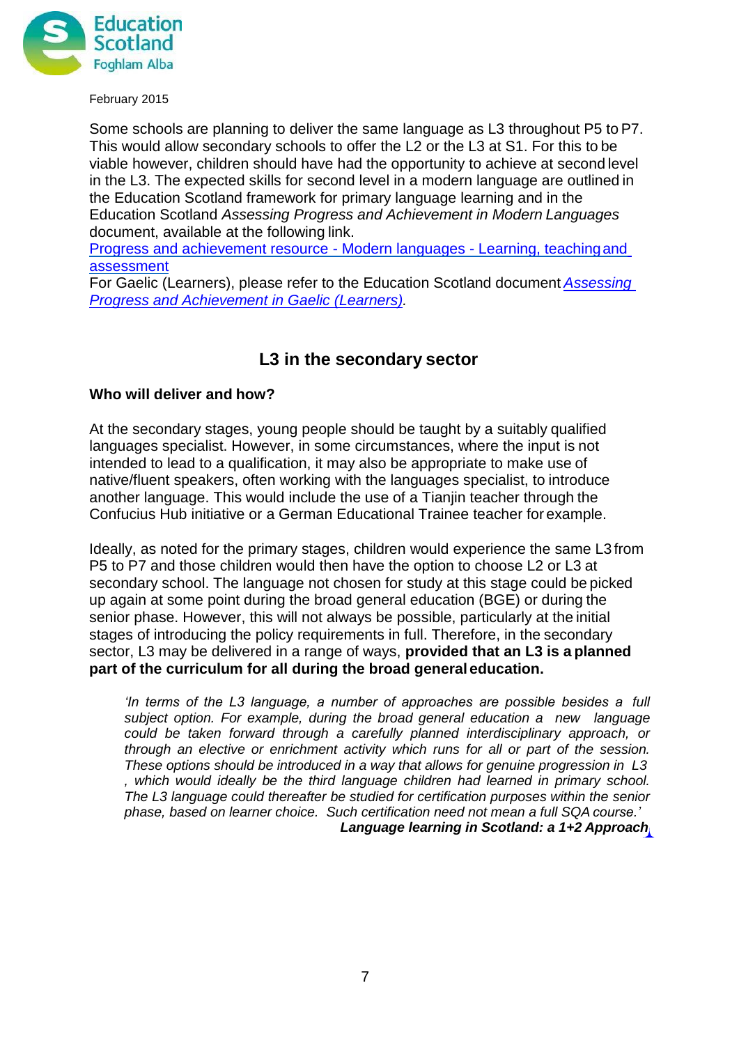February 2015

Some schools are planning to deliver the same language as L3 throughout P5 to P7. This would allow secondary schools to offer the L2 or the L3 at S1. For this to be viable however, children should have had the opportunity to achieve at second level in the L3. The expected skills for second level in a modern language are outlined in the Education Scotland framework for primary language learning and in the Education Scotland *Assessing Progress and Achievement in Modern Languages* document, available at the following link.

Progress and achievement resource - Modern languages - Learning, teaching and assessment

For Gaelic (Learners), please refer to the Education Scotland document *Assessing Progress and Achievement in Gaelic (Learners).*

## L3 in the secondary sector

### Who will deliver and how?

At the secondary stages, young people should be taught by a suitably qualified languages specialist. However, in some circumstances, where the input is not intended to lead to a qualification, it may also be appropriate to make use of native/fluent speakers, often working with the languages specialist, to introduce another language. This would include the use of a Tianjin teacher through the Confucius Hub initiative or a German Educational Trainee teacher for example.

Ideally, as noted for the primary stages, children would experience the same L3 from P5 to P7 and those children would then have the option to choose L2 or L3 at secondary school. The language not chosen for study at this stage could be picked up again at some point during the broad general education (BGE) or during the senior phase. However, this will not always be possible, particularly at the initial stages of introducing the policy requirements in full. Therefore, in the secondary sector, L3 may be delivered in a range of ways, **provided that an L3 is a planned part of the curriculum for all during the broad general education.**

> *'In terms of the L3 language, a number of approaches are possible besides a full subject option. For example, during the broad general education a new language could be taken forward through a carefully planned interdisciplinary approach, or through an elective or enrichment activity which runs for all or part of the session. These options should be introduced in a way that allows for genuine progression in L3 , which would ideally be the third language children had learned in primary school. The L3 language could thereafter be studied for certification purposes within the senior phase, based on learner choice. Such certification need not mean a full SQA course.'*
>
> ***Language learning in Scotland: a 1+2 Approach***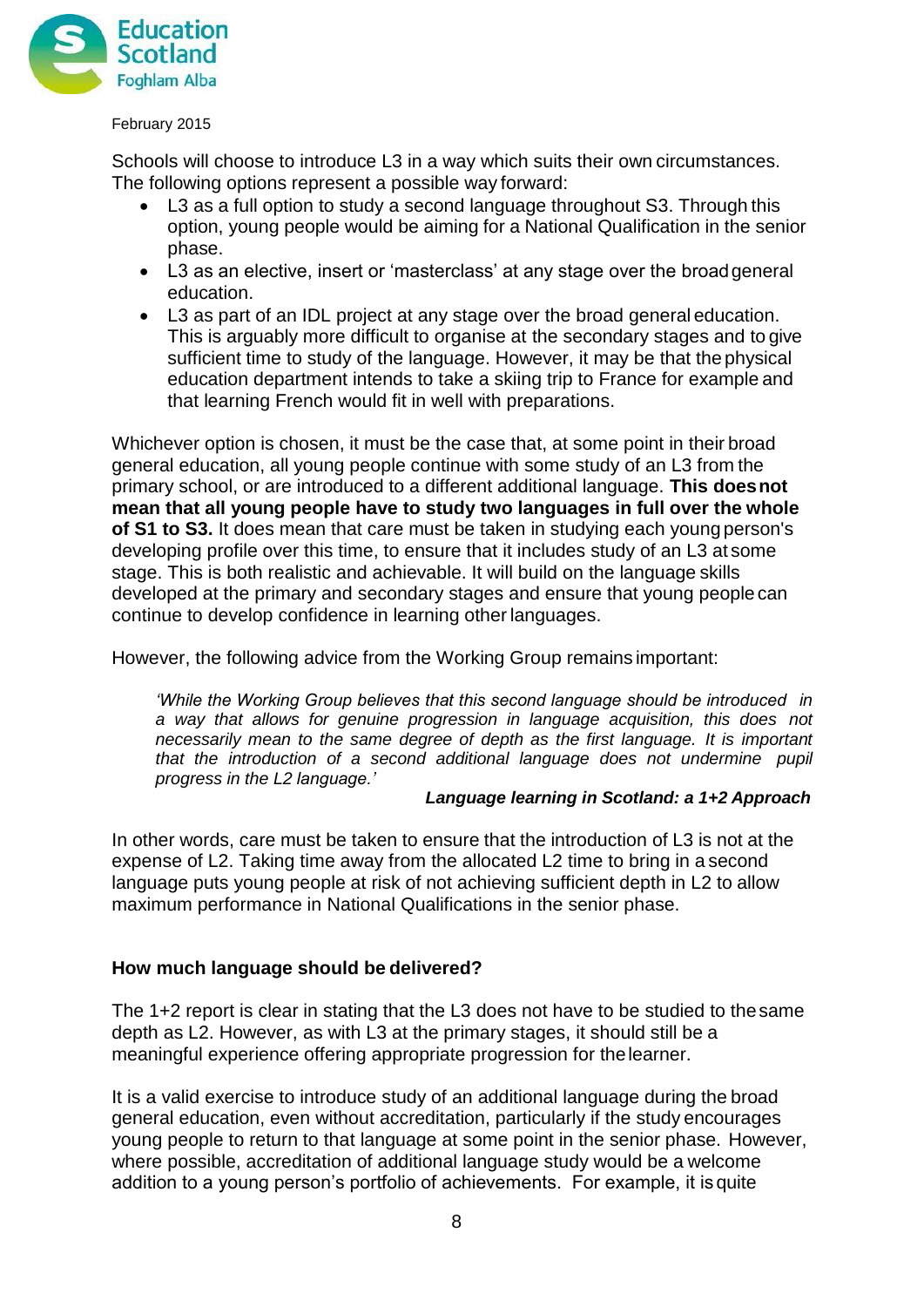Schools will choose to introduce L3 in a way which suits their own circumstances. The following options represent a possible way forward:

- L3 as a full option to study a second language throughout S3. Through this option, young people would be aiming for a National Qualification in the senior phase.
- L3 as an elective, insert or 'masterclass' at any stage over the broad general education.
- L3 as part of an IDL project at any stage over the broad general education. This is arguably more difficult to organise at the secondary stages and to give sufficient time to study of the language. However, it may be that the physical education department intends to take a skiing trip to France for example and that learning French would fit in well with preparations.

Whichever option is chosen, it must be the case that, at some point in their broad general education, all young people continue with some study of an L3 from the primary school, or are introduced to a different additional language. **This does not mean that all young people have to study two languages in full over the whole of S1 to S3.** It does mean that care must be taken in studying each young person's developing profile over this time, to ensure that it includes study of an L3 at some stage. This is both realistic and achievable. It will build on the language skills developed at the primary and secondary stages and ensure that young people can continue to develop confidence in learning other languages.

However, the following advice from the Working Group remains important:

> *'While the Working Group believes that this second language should be introduced in a way that allows for genuine progression in language acquisition, this does not necessarily mean to the same degree of depth as the first language. It is important that the introduction of a second additional language does not undermine pupil progress in the L2 language.'*
>
> ***Language learning in Scotland: a 1+2 Approach***

In other words, care must be taken to ensure that the introduction of L3 is not at the expense of L2. Taking time away from the allocated L2 time to bring in a second language puts young people at risk of not achieving sufficient depth in L2 to allow maximum performance in National Qualifications in the senior phase.

**How much language should be delivered?**

The 1+2 report is clear in stating that the L3 does not have to be studied to the same depth as L2. However, as with L3 at the primary stages, it should still be a meaningful experience offering appropriate progression for the learner.

It is a valid exercise to introduce study of an additional language during the broad general education, even without accreditation, particularly if the study encourages young people to return to that language at some point in the senior phase. However, where possible, accreditation of additional language study would be a welcome addition to a young person's portfolio of achievements. For example, it is quite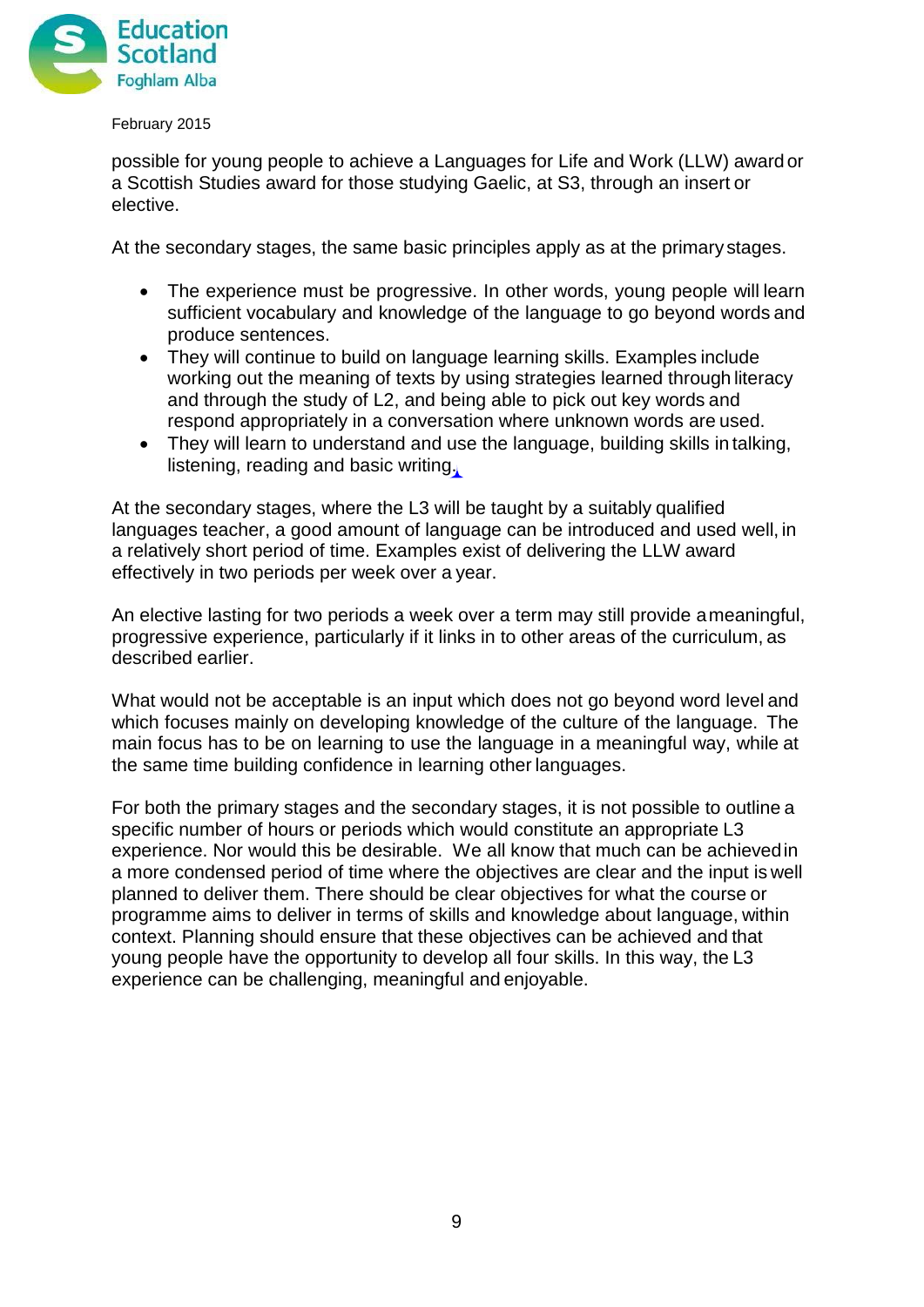possible for young people to achieve a Languages for Life and Work (LLW) award or a Scottish Studies award for those studying Gaelic, at S3, through an insert or elective.

At the secondary stages, the same basic principles apply as at the primary stages.

- The experience must be progressive. In other words, young people will learn sufficient vocabulary and knowledge of the language to go beyond words and produce sentences.
- They will continue to build on language learning skills. Examples include working out the meaning of texts by using strategies learned through literacy and through the study of L2, and being able to pick out key words and respond appropriately in a conversation where unknown words are used.
- They will learn to understand and use the language, building skills in talking, listening, reading and basic writing.

At the secondary stages, where the L3 will be taught by a suitably qualified languages teacher, a good amount of language can be introduced and used well, in a relatively short period of time. Examples exist of delivering the LLW award effectively in two periods per week over a year.

An elective lasting for two periods a week over a term may still provide a meaningful, progressive experience, particularly if it links in to other areas of the curriculum, as described earlier.

What would not be acceptable is an input which does not go beyond word level and which focuses mainly on developing knowledge of the culture of the language. The main focus has to be on learning to use the language in a meaningful way, while at the same time building confidence in learning other languages.

For both the primary stages and the secondary stages, it is not possible to outline a specific number of hours or periods which would constitute an appropriate L3 experience. Nor would this be desirable. We all know that much can be achieved in a more condensed period of time where the objectives are clear and the input is well planned to deliver them. There should be clear objectives for what the course or programme aims to deliver in terms of skills and knowledge about language, within context. Planning should ensure that these objectives can be achieved and that young people have the opportunity to develop all four skills. In this way, the L3 experience can be challenging, meaningful and enjoyable.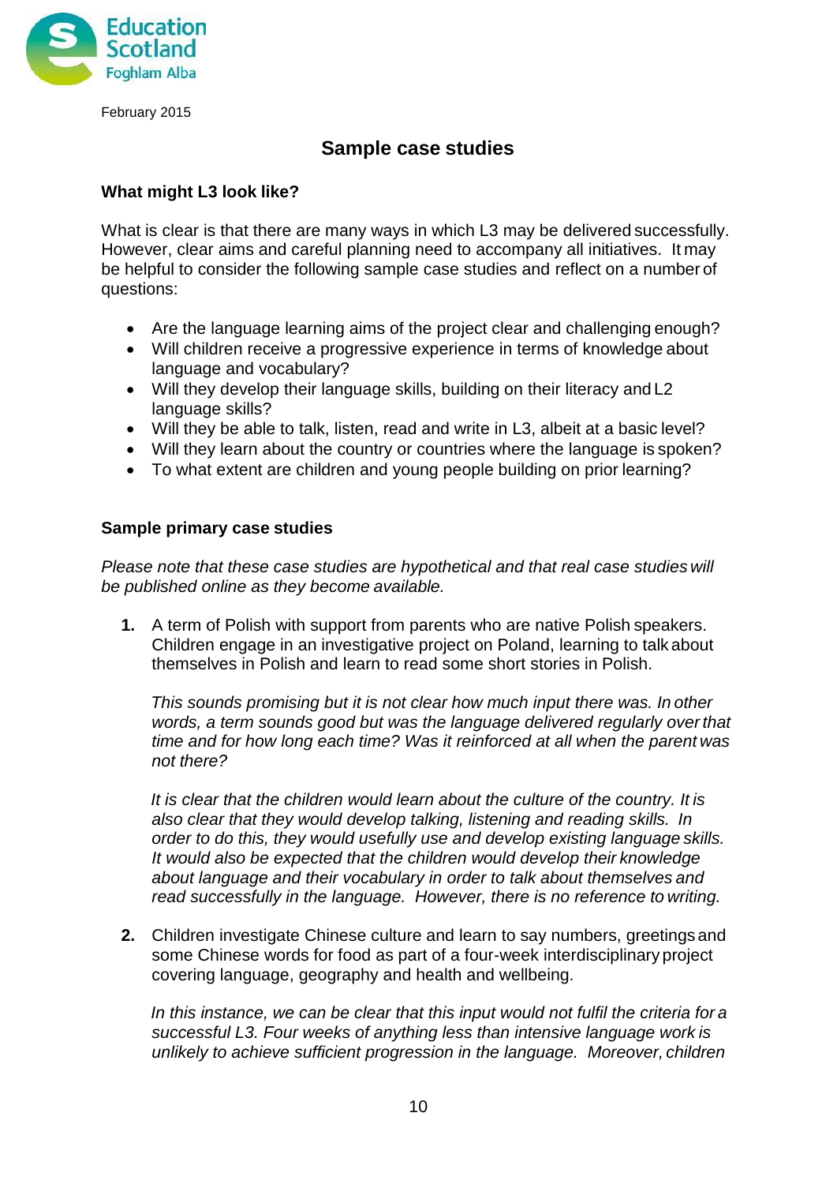February 2015

## Sample case studies

### What might L3 look like?

What is clear is that there are many ways in which L3 may be delivered successfully. However, clear aims and careful planning need to accompany all initiatives. It may be helpful to consider the following sample case studies and reflect on a number of questions:

- Are the language learning aims of the project clear and challenging enough?
- Will children receive a progressive experience in terms of knowledge about language and vocabulary?
- Will they develop their language skills, building on their literacy and L2 language skills?
- Will they be able to talk, listen, read and write in L3, albeit at a basic level?
- Will they learn about the country or countries where the language is spoken?
- To what extent are children and young people building on prior learning?

### Sample primary case studies

*Please note that these case studies are hypothetical and that real case studies will be published online as they become available.*

1. A term of Polish with support from parents who are native Polish speakers. Children engage in an investigative project on Poland, learning to talk about themselves in Polish and learn to read some short stories in Polish.

   *This sounds promising but it is not clear how much input there was. In other words, a term sounds good but was the language delivered regularly over that time and for how long each time? Was it reinforced at all when the parent was not there?*

   *It is clear that the children would learn about the culture of the country. It is also clear that they would develop talking, listening and reading skills. In order to do this, they would usefully use and develop existing language skills. It would also be expected that the children would develop their knowledge about language and their vocabulary in order to talk about themselves and read successfully in the language. However, there is no reference to writing.*

2. Children investigate Chinese culture and learn to say numbers, greetings and some Chinese words for food as part of a four-week interdisciplinary project covering language, geography and health and wellbeing.

   *In this instance, we can be clear that this input would not fulfil the criteria for a successful L3. Four weeks of anything less than intensive language work is unlikely to achieve sufficient progression in the language. Moreover, children*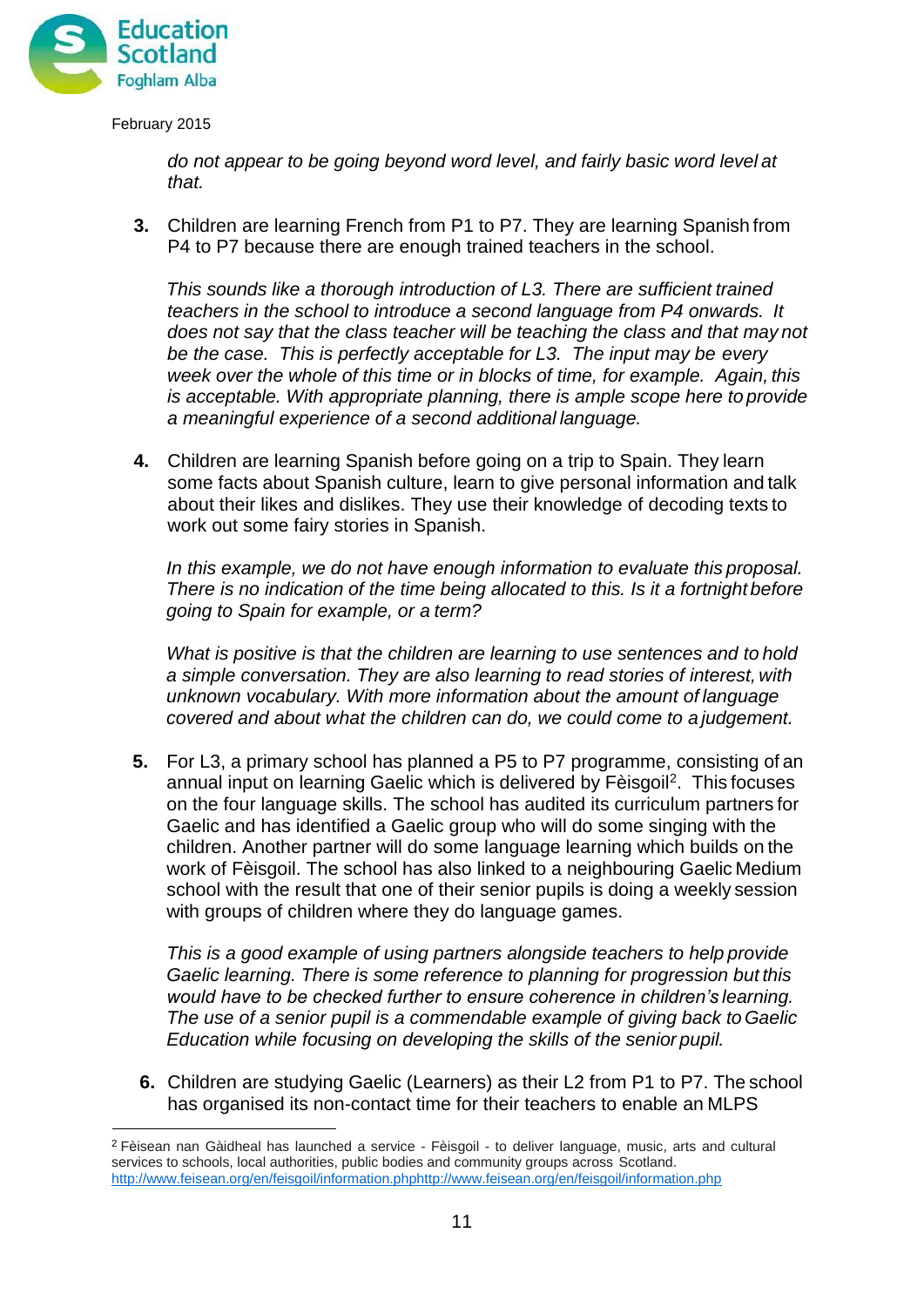*do not appear to be going beyond word level, and fairly basic word level at that.*

3. Children are learning French from P1 to P7. They are learning Spanish from P4 to P7 because there are enough trained teachers in the school.

   *This sounds like a thorough introduction of L3. There are sufficient trained teachers in the school to introduce a second language from P4 onwards. It does not say that the class teacher will be teaching the class and that may not be the case. This is perfectly acceptable for L3. The input may be every week over the whole of this time or in blocks of time, for example. Again, this is acceptable. With appropriate planning, there is ample scope here to provide a meaningful experience of a second additional language.*

4. Children are learning Spanish before going on a trip to Spain. They learn some facts about Spanish culture, learn to give personal information and talk about their likes and dislikes. They use their knowledge of decoding texts to work out some fairy stories in Spanish.

   *In this example, we do not have enough information to evaluate this proposal. There is no indication of the time being allocated to this. Is it a fortnight before going to Spain for example, or a term?*

   *What is positive is that the children are learning to use sentences and to hold a simple conversation. They are also learning to read stories of interest, with unknown vocabulary. With more information about the amount of language covered and about what the children can do, we could come to a judgement.*

5. For L3, a primary school has planned a P5 to P7 programme, consisting of an annual input on learning Gaelic which is delivered by Fèisgoil[2]. This focuses on the four language skills. The school has audited its curriculum partners for Gaelic and has identified a Gaelic group who will do some singing with the children. Another partner will do some language learning which builds on the work of Fèisgoil. The school has also linked to a neighbouring Gaelic Medium school with the result that one of their senior pupils is doing a weekly session with groups of children where they do language games.

   *This is a good example of using partners alongside teachers to help provide Gaelic learning. There is some reference to planning for progression but this would have to be checked further to ensure coherence in children's learning. The use of a senior pupil is a commendable example of giving back to Gaelic Education while focusing on developing the skills of the senior pupil.*

6. Children are studying Gaelic (Learners) as their L2 from P1 to P7. The school has organised its non-contact time for their teachers to enable an MLPS

---

[2] Fèisean nan Gàidheal has launched a service - Fèisgoil - to deliver language, music, arts and cultural services to schools, local authorities, public bodies and community groups across Scotland. http://www.feisean.org/en/feisgoil/information.phphttp://www.feisean.org/en/feisgoil/information.php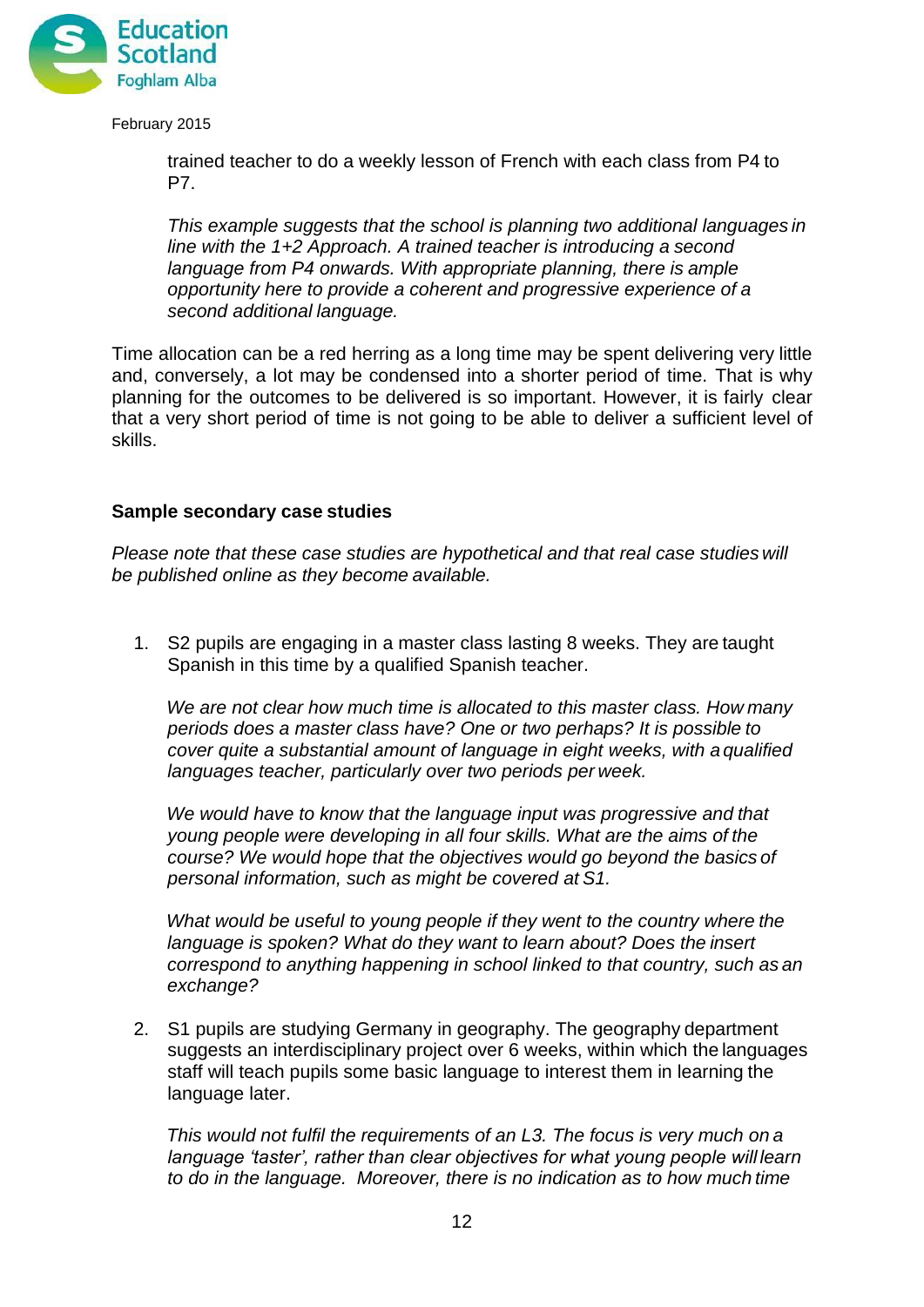trained teacher to do a weekly lesson of French with each class from P4 to P7.

*This example suggests that the school is planning two additional languages in line with the 1+2 Approach. A trained teacher is introducing a second language from P4 onwards. With appropriate planning, there is ample opportunity here to provide a coherent and progressive experience of a second additional language.*

Time allocation can be a red herring as a long time may be spent delivering very little and, conversely, a lot may be condensed into a shorter period of time. That is why planning for the outcomes to be delivered is so important. However, it is fairly clear that a very short period of time is not going to be able to deliver a sufficient level of skills.

**Sample secondary case studies**

*Please note that these case studies are hypothetical and that real case studies will be published online as they become available.*

1. S2 pupils are engaging in a master class lasting 8 weeks. They are taught Spanish in this time by a qualified Spanish teacher.

   *We are not clear how much time is allocated to this master class. How many periods does a master class have? One or two perhaps? It is possible to cover quite a substantial amount of language in eight weeks, with a qualified languages teacher, particularly over two periods per week.*

   *We would have to know that the language input was progressive and that young people were developing in all four skills. What are the aims of the course? We would hope that the objectives would go beyond the basics of personal information, such as might be covered at S1.*

   *What would be useful to young people if they went to the country where the language is spoken? What do they want to learn about? Does the insert correspond to anything happening in school linked to that country, such as an exchange?*

2. S1 pupils are studying Germany in geography. The geography department suggests an interdisciplinary project over 6 weeks, within which the languages staff will teach pupils some basic language to interest them in learning the language later.

   *This would not fulfil the requirements of an L3. The focus is very much on a language 'taster', rather than clear objectives for what young people will learn to do in the language. Moreover, there is no indication as to how much time*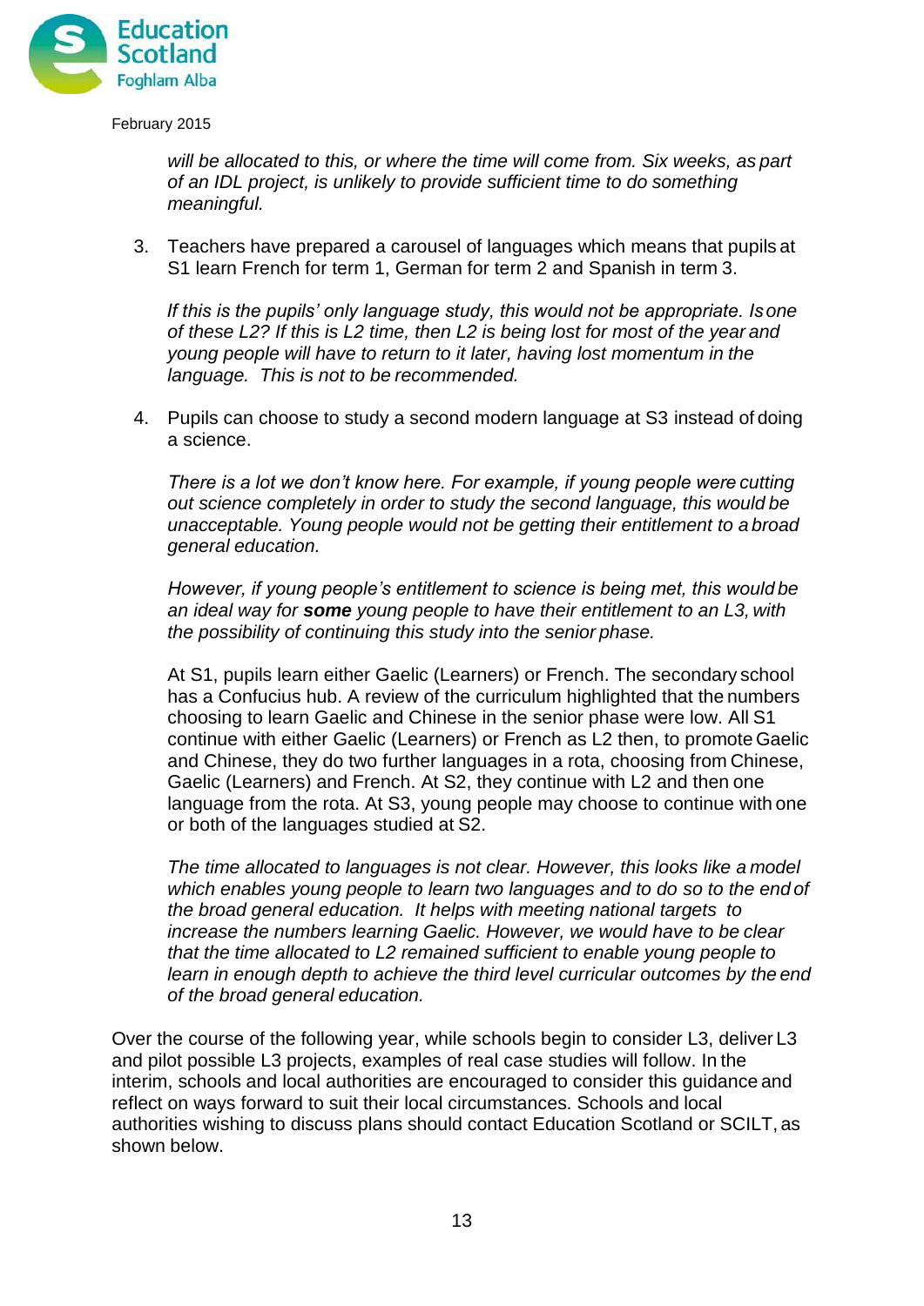*will be allocated to this, or where the time will come from. Six weeks, as part of an IDL project, is unlikely to provide sufficient time to do something meaningful.*

3. Teachers have prepared a carousel of languages which means that pupils at S1 learn French for term 1, German for term 2 and Spanish in term 3.

   *If this is the pupils' only language study, this would not be appropriate. Is one of these L2? If this is L2 time, then L2 is being lost for most of the year and young people will have to return to it later, having lost momentum in the language. This is not to be recommended.*

4. Pupils can choose to study a second modern language at S3 instead of doing a science.

   *There is a lot we don't know here. For example, if young people were cutting out science completely in order to study the second language, this would be unacceptable. Young people would not be getting their entitlement to a broad general education.*

   *However, if young people's entitlement to science is being met, this would be an ideal way for **some** young people to have their entitlement to an L3, with the possibility of continuing this study into the senior phase.*

   At S1, pupils learn either Gaelic (Learners) or French. The secondary school has a Confucius hub. A review of the curriculum highlighted that the numbers choosing to learn Gaelic and Chinese in the senior phase were low. All S1 continue with either Gaelic (Learners) or French as L2 then, to promote Gaelic and Chinese, they do two further languages in a rota, choosing from Chinese, Gaelic (Learners) and French. At S2, they continue with L2 and then one language from the rota. At S3, young people may choose to continue with one or both of the languages studied at S2.

   *The time allocated to languages is not clear. However, this looks like a model which enables young people to learn two languages and to do so to the end of the broad general education. It helps with meeting national targets to increase the numbers learning Gaelic. However, we would have to be clear that the time allocated to L2 remained sufficient to enable young people to learn in enough depth to achieve the third level curricular outcomes by the end of the broad general education.*

Over the course of the following year, while schools begin to consider L3, deliver L3 and pilot possible L3 projects, examples of real case studies will follow. In the interim, schools and local authorities are encouraged to consider this guidance and reflect on ways forward to suit their local circumstances. Schools and local authorities wishing to discuss plans should contact Education Scotland or SCILT, as shown below.